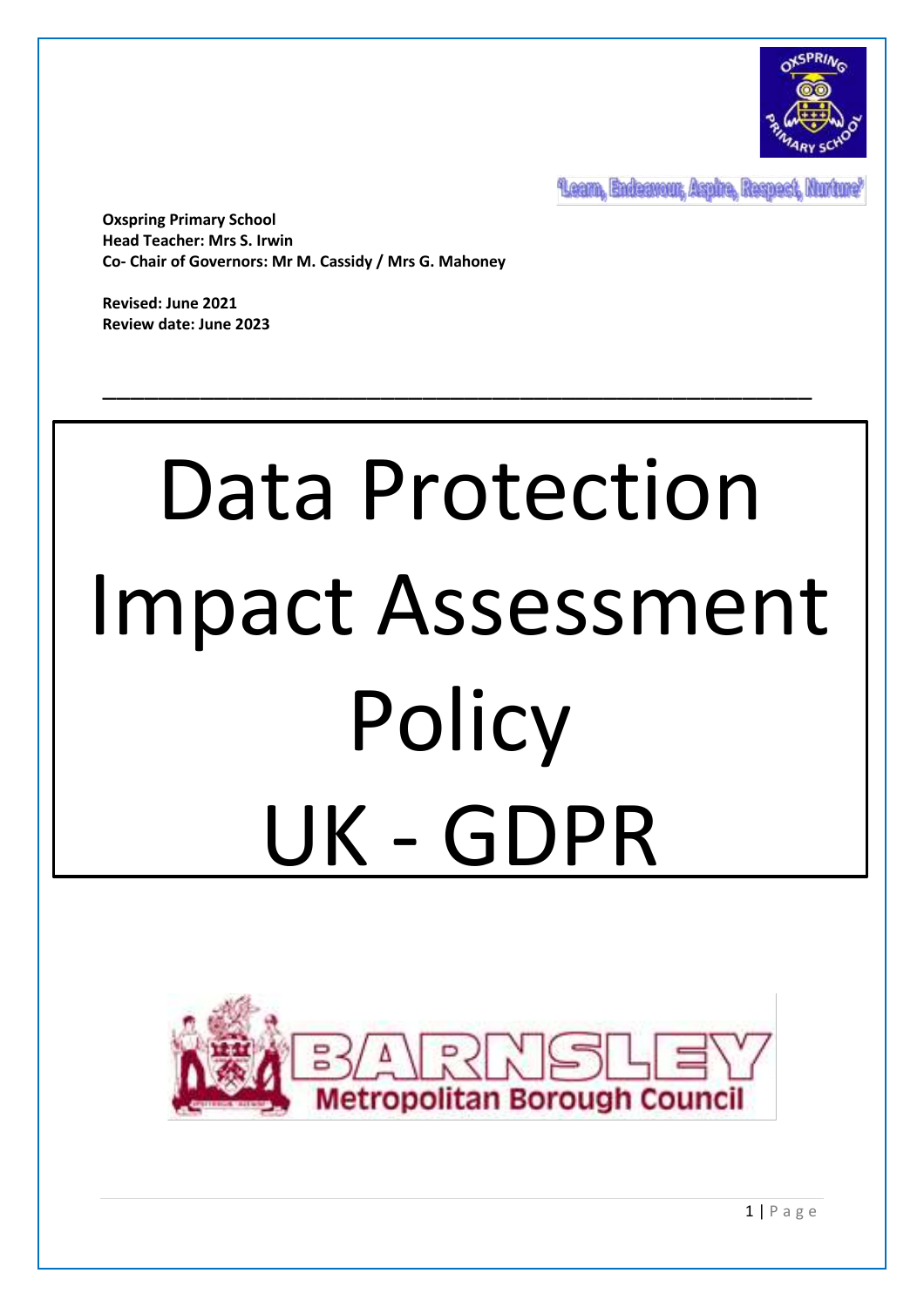'Learn, Endeavour, Aspire, Respect, Nurture'

**Oxspring Primary School**
**Head Teacher: Mrs S. Irwin**
**Co- Chair of Governors: Mr M. Cassidy / Mrs G. Mahoney**

**Revised: June 2021**
**Review date: June 2023**

---

# Data Protection Impact Assessment Policy UK - GDPR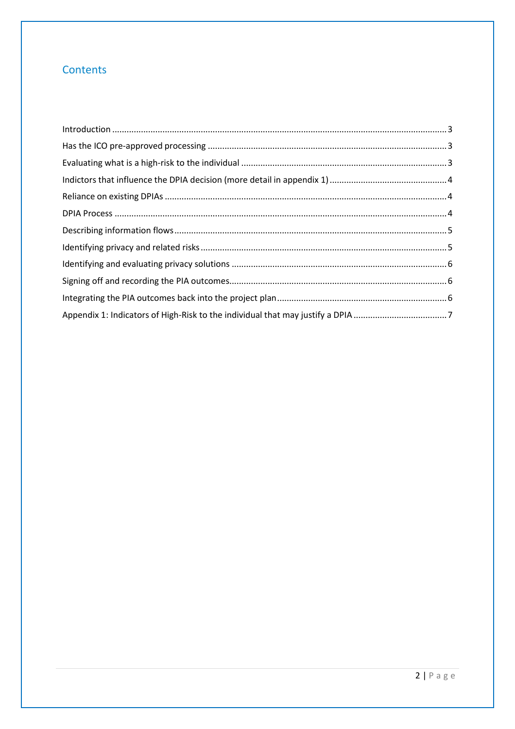## Contents

Introduction ........................................................................................................................................ 3

Has the ICO pre-approved processing ................................................................................................. 3

Evaluating what is a high-risk to the individual .................................................................................. 3

Indictors that influence the DPIA decision (more detail in appendix 1) ............................................. 4

Reliance on existing DPIAs .................................................................................................................. 4

DPIA Process ........................................................................................................................................ 4

Describing information flows ............................................................................................................... 5

Identifying privacy and related risks .................................................................................................... 5

Identifying and evaluating privacy solutions ....................................................................................... 6

Signing off and recording the PIA outcomes........................................................................................ 6

Integrating the PIA outcomes back into the project plan .................................................................... 6

Appendix 1: Indicators of High-Risk to the individual that may justify a DPIA ..................................... 7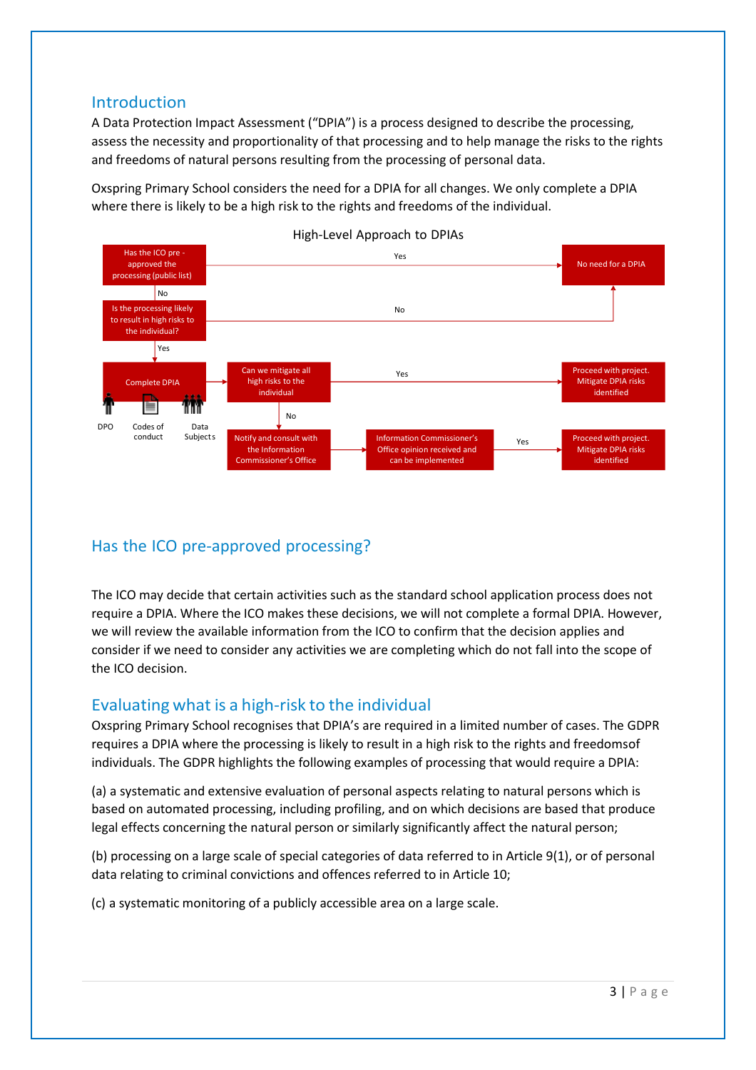## Introduction

A Data Protection Impact Assessment ("DPIA") is a process designed to describe the processing, assess the necessity and proportionality of that processing and to help manage the risks to the rights and freedoms of natural persons resulting from the processing of personal data.

Oxspring Primary School considers the need for a DPIA for all changes. We only complete a DPIA where there is likely to be a high risk to the rights and freedoms of the individual.

High-Level Approach to DPIAs

- Has the ICO pre-approved the processing (public list)?
  - Yes → No need for a DPIA
  - No → Is the processing likely to result in high risks to the individual?
    - No → No need for a DPIA
    - Yes → Complete DPIA (DPO, Codes of conduct, Data Subjects) → Can we mitigate all high risks to the individual?
      - Yes → Proceed with project. Mitigate DPIA risks identified
      - No → Notify and consult with the Information Commissioner's Office → Information Commissioner's Office opinion received and can be implemented → Yes → Proceed with project. Mitigate DPIA risks identified

## Has the ICO pre-approved processing?

The ICO may decide that certain activities such as the standard school application process does not require a DPIA. Where the ICO makes these decisions, we will not complete a formal DPIA. However, we will review the available information from the ICO to confirm that the decision applies and consider if we need to consider any activities we are completing which do not fall into the scope of the ICO decision.

## Evaluating what is a high-risk to the individual

Oxspring Primary School recognises that DPIA's are required in a limited number of cases. The GDPR requires a DPIA where the processing is likely to result in a high risk to the rights and freedomsof individuals. The GDPR highlights the following examples of processing that would require a DPIA:

(a) a systematic and extensive evaluation of personal aspects relating to natural persons which is based on automated processing, including profiling, and on which decisions are based that produce legal effects concerning the natural person or similarly significantly affect the natural person;

(b) processing on a large scale of special categories of data referred to in Article 9(1), or of personal data relating to criminal convictions and offences referred to in Article 10;

(c) a systematic monitoring of a publicly accessible area on a large scale.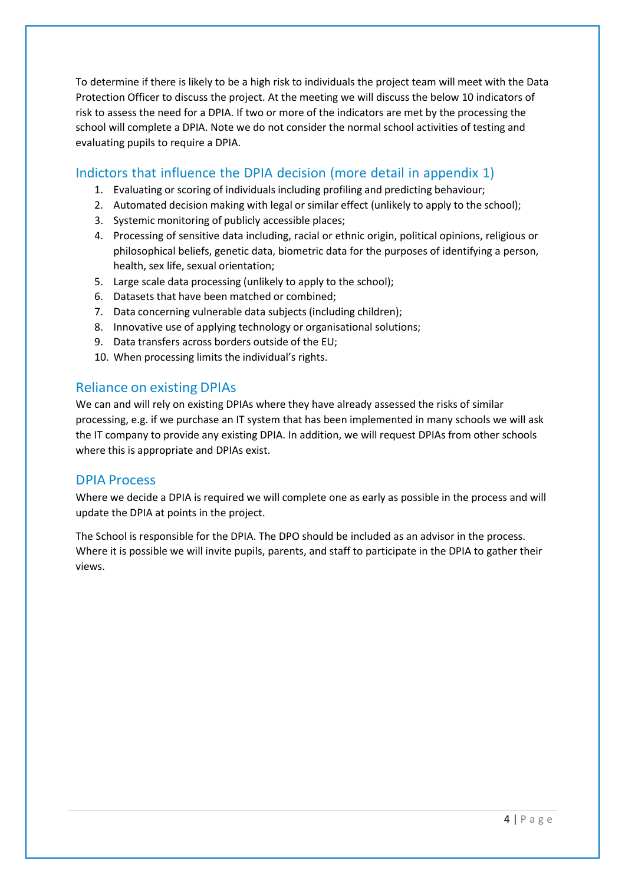To determine if there is likely to be a high risk to individuals the project team will meet with the Data Protection Officer to discuss the project. At the meeting we will discuss the below 10 indicators of risk to assess the need for a DPIA. If two or more of the indicators are met by the processing the school will complete a DPIA. Note we do not consider the normal school activities of testing and evaluating pupils to require a DPIA.

## Indictors that influence the DPIA decision (more detail in appendix 1)

1. Evaluating or scoring of individuals including profiling and predicting behaviour;
2. Automated decision making with legal or similar effect (unlikely to apply to the school);
3. Systemic monitoring of publicly accessible places;
4. Processing of sensitive data including, racial or ethnic origin, political opinions, religious or philosophical beliefs, genetic data, biometric data for the purposes of identifying a person, health, sex life, sexual orientation;
5. Large scale data processing (unlikely to apply to the school);
6. Datasets that have been matched or combined;
7. Data concerning vulnerable data subjects (including children);
8. Innovative use of applying technology or organisational solutions;
9. Data transfers across borders outside of the EU;
10. When processing limits the individual's rights.

## Reliance on existing DPIAs

We can and will rely on existing DPIAs where they have already assessed the risks of similar processing, e.g. if we purchase an IT system that has been implemented in many schools we will ask the IT company to provide any existing DPIA. In addition, we will request DPIAs from other schools where this is appropriate and DPIAs exist.

## DPIA Process

Where we decide a DPIA is required we will complete one as early as possible in the process and will update the DPIA at points in the project.

The School is responsible for the DPIA. The DPO should be included as an advisor in the process. Where it is possible we will invite pupils, parents, and staff to participate in the DPIA to gather their views.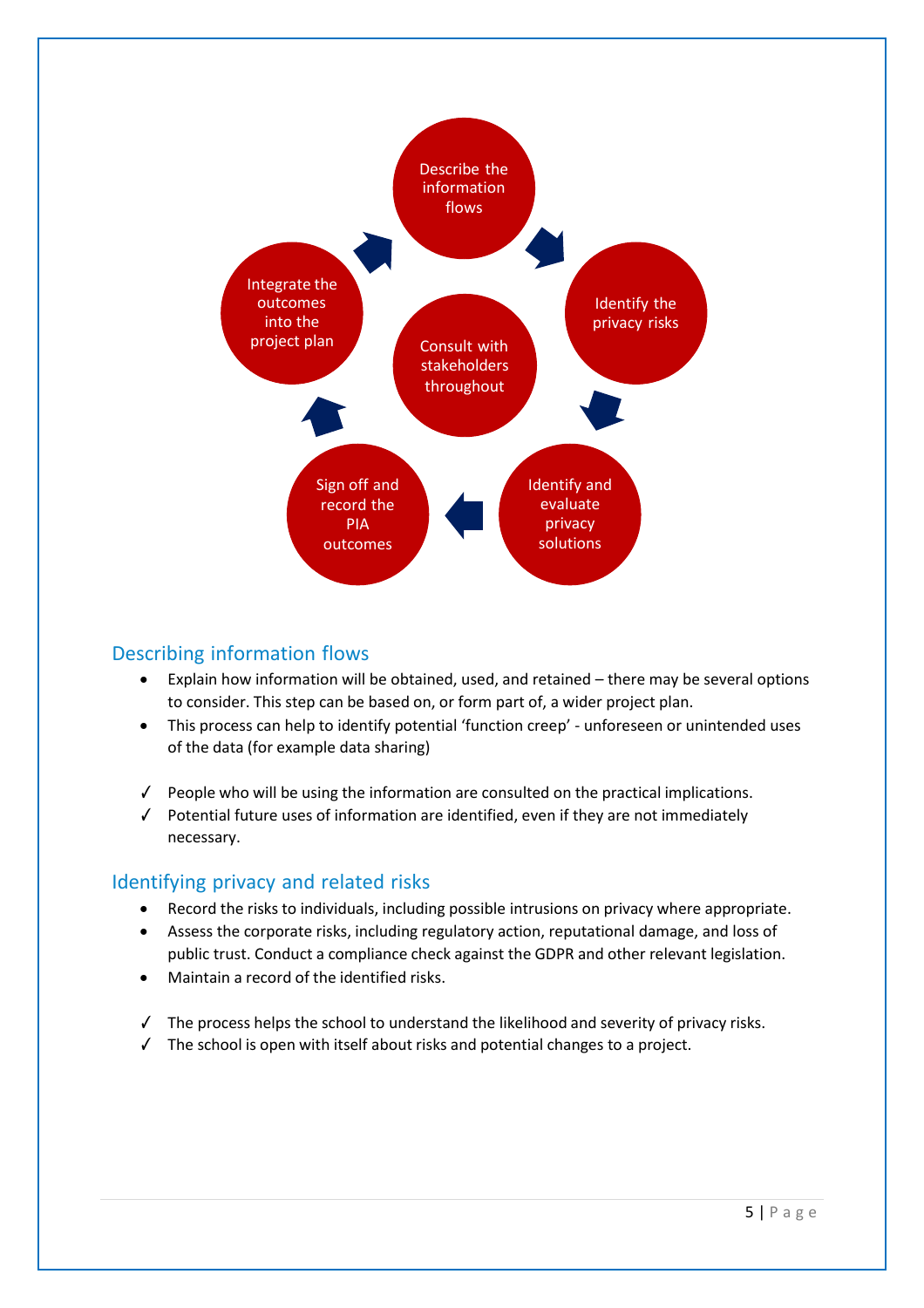Describe the information flows

Identify the privacy risks

Identify and evaluate privacy solutions

Sign off and record the PIA outcomes

Integrate the outcomes into the project plan

Consult with stakeholders throughout

## Describing information flows

- Explain how information will be obtained, used, and retained – there may be several options to consider. This step can be based on, or form part of, a wider project plan.
- This process can help to identify potential 'function creep' - unforeseen or unintended uses of the data (for example data sharing)

✓ People who will be using the information are consulted on the practical implications.
✓ Potential future uses of information are identified, even if they are not immediately necessary.

## Identifying privacy and related risks

- Record the risks to individuals, including possible intrusions on privacy where appropriate.
- Assess the corporate risks, including regulatory action, reputational damage, and loss of public trust. Conduct a compliance check against the GDPR and other relevant legislation.
- Maintain a record of the identified risks.

✓ The process helps the school to understand the likelihood and severity of privacy risks.
✓ The school is open with itself about risks and potential changes to a project.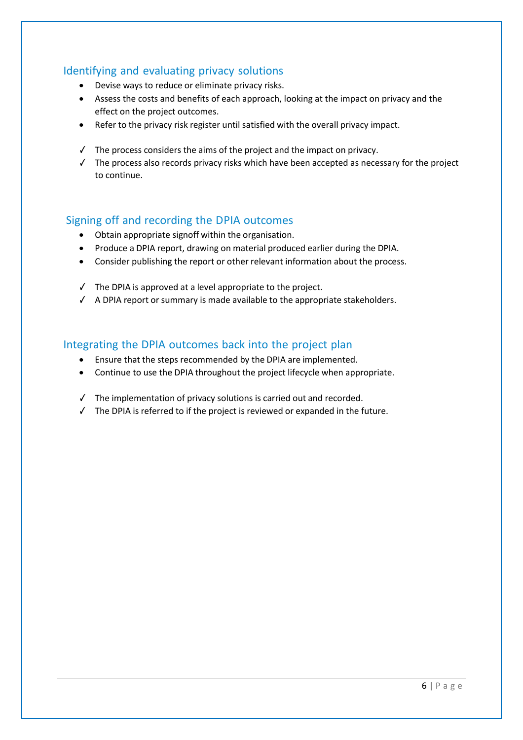## Identifying and evaluating privacy solutions

- Devise ways to reduce or eliminate privacy risks.
- Assess the costs and benefits of each approach, looking at the impact on privacy and the effect on the project outcomes.
- Refer to the privacy risk register until satisfied with the overall privacy impact.

✓ The process considers the aims of the project and the impact on privacy.
✓ The process also records privacy risks which have been accepted as necessary for the project to continue.

## Signing off and recording the DPIA outcomes

- Obtain appropriate signoff within the organisation.
- Produce a DPIA report, drawing on material produced earlier during the DPIA.
- Consider publishing the report or other relevant information about the process.

✓ The DPIA is approved at a level appropriate to the project.
✓ A DPIA report or summary is made available to the appropriate stakeholders.

## Integrating the DPIA outcomes back into the project plan

- Ensure that the steps recommended by the DPIA are implemented.
- Continue to use the DPIA throughout the project lifecycle when appropriate.

✓ The implementation of privacy solutions is carried out and recorded.
✓ The DPIA is referred to if the project is reviewed or expanded in the future.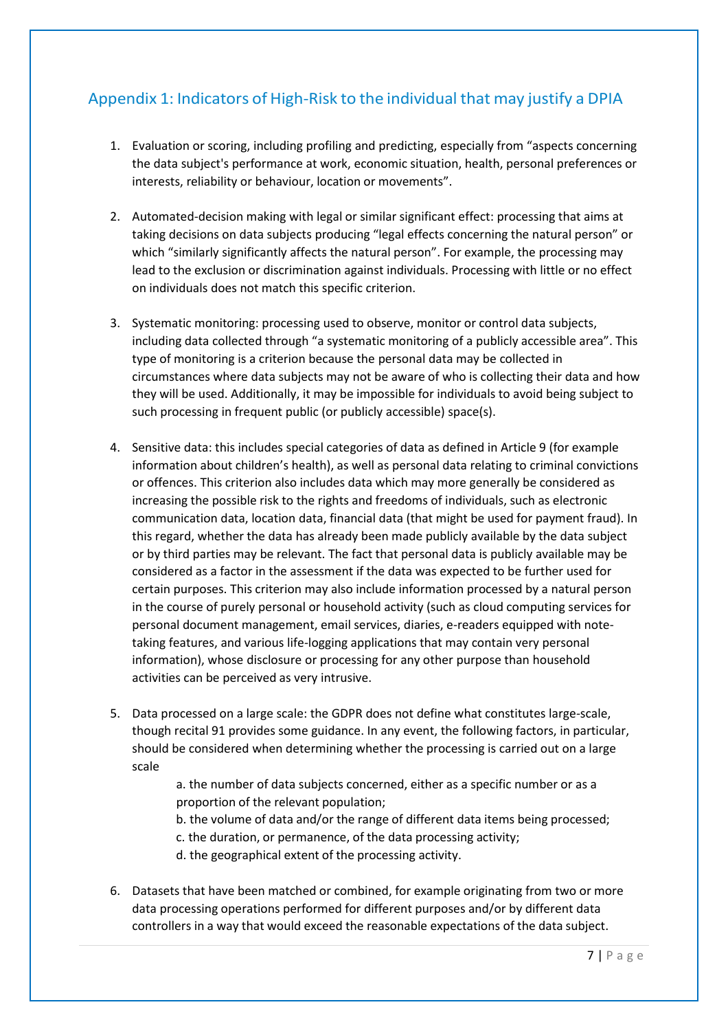## Appendix 1: Indicators of High-Risk to the individual that may justify a DPIA

1. Evaluation or scoring, including profiling and predicting, especially from "aspects concerning the data subject's performance at work, economic situation, health, personal preferences or interests, reliability or behaviour, location or movements".

2. Automated-decision making with legal or similar significant effect: processing that aims at taking decisions on data subjects producing "legal effects concerning the natural person" or which "similarly significantly affects the natural person". For example, the processing may lead to the exclusion or discrimination against individuals. Processing with little or no effect on individuals does not match this specific criterion.

3. Systematic monitoring: processing used to observe, monitor or control data subjects, including data collected through "a systematic monitoring of a publicly accessible area". This type of monitoring is a criterion because the personal data may be collected in circumstances where data subjects may not be aware of who is collecting their data and how they will be used. Additionally, it may be impossible for individuals to avoid being subject to such processing in frequent public (or publicly accessible) space(s).

4. Sensitive data: this includes special categories of data as defined in Article 9 (for example information about children's health), as well as personal data relating to criminal convictions or offences. This criterion also includes data which may more generally be considered as increasing the possible risk to the rights and freedoms of individuals, such as electronic communication data, location data, financial data (that might be used for payment fraud). In this regard, whether the data has already been made publicly available by the data subject or by third parties may be relevant. The fact that personal data is publicly available may be considered as a factor in the assessment if the data was expected to be further used for certain purposes. This criterion may also include information processed by a natural person in the course of purely personal or household activity (such as cloud computing services for personal document management, email services, diaries, e-readers equipped with note-taking features, and various life-logging applications that may contain very personal information), whose disclosure or processing for any other purpose than household activities can be perceived as very intrusive.

5. Data processed on a large scale: the GDPR does not define what constitutes large-scale, though recital 91 provides some guidance. In any event, the following factors, in particular, should be considered when determining whether the processing is carried out on a large scale
    - a. the number of data subjects concerned, either as a specific number or as a proportion of the relevant population;
    - b. the volume of data and/or the range of different data items being processed;
    - c. the duration, or permanence, of the data processing activity;
    - d. the geographical extent of the processing activity.

6. Datasets that have been matched or combined, for example originating from two or more data processing operations performed for different purposes and/or by different data controllers in a way that would exceed the reasonable expectations of the data subject.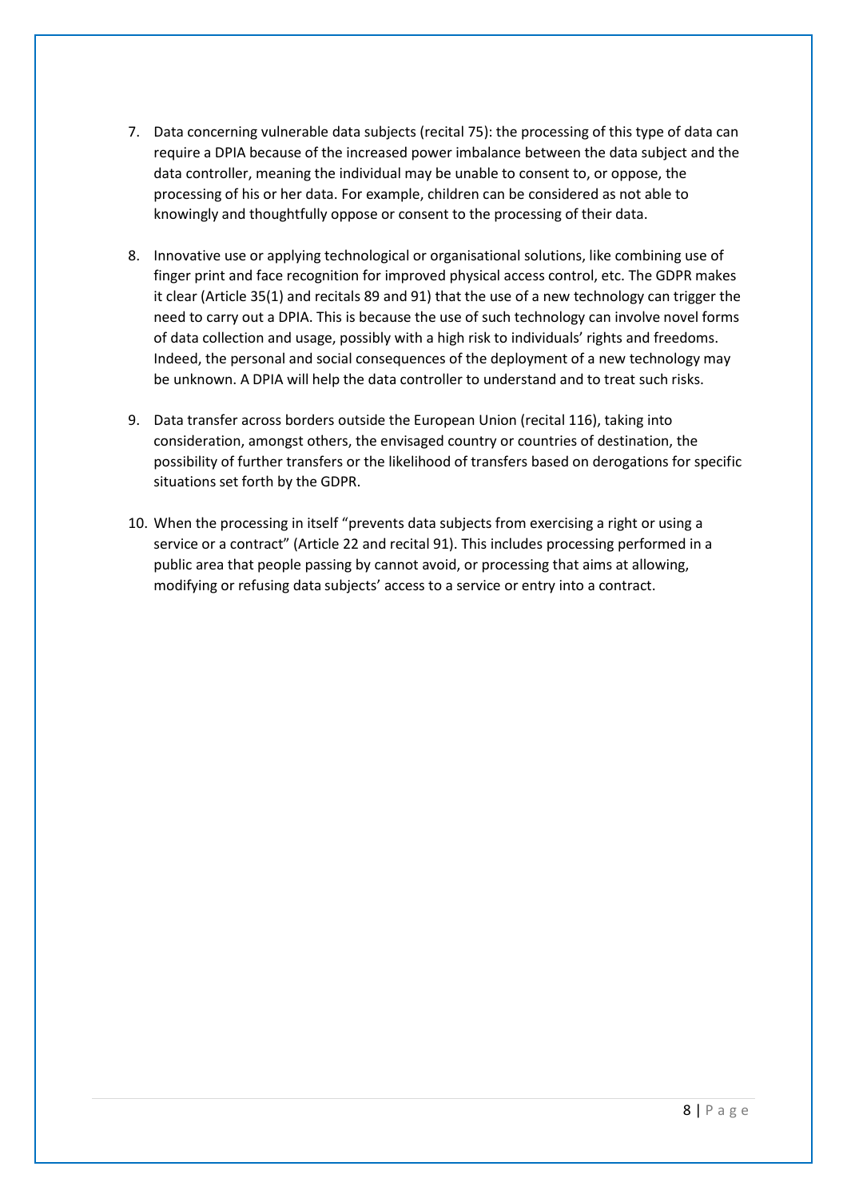7. Data concerning vulnerable data subjects (recital 75): the processing of this type of data can require a DPIA because of the increased power imbalance between the data subject and the data controller, meaning the individual may be unable to consent to, or oppose, the processing of his or her data. For example, children can be considered as not able to knowingly and thoughtfully oppose or consent to the processing of their data.

8. Innovative use or applying technological or organisational solutions, like combining use of finger print and face recognition for improved physical access control, etc. The GDPR makes it clear (Article 35(1) and recitals 89 and 91) that the use of a new technology can trigger the need to carry out a DPIA. This is because the use of such technology can involve novel forms of data collection and usage, possibly with a high risk to individuals' rights and freedoms. Indeed, the personal and social consequences of the deployment of a new technology may be unknown. A DPIA will help the data controller to understand and to treat such risks.

9. Data transfer across borders outside the European Union (recital 116), taking into consideration, amongst others, the envisaged country or countries of destination, the possibility of further transfers or the likelihood of transfers based on derogations for specific situations set forth by the GDPR.

10. When the processing in itself "prevents data subjects from exercising a right or using a service or a contract" (Article 22 and recital 91). This includes processing performed in a public area that people passing by cannot avoid, or processing that aims at allowing, modifying or refusing data subjects' access to a service or entry into a contract.